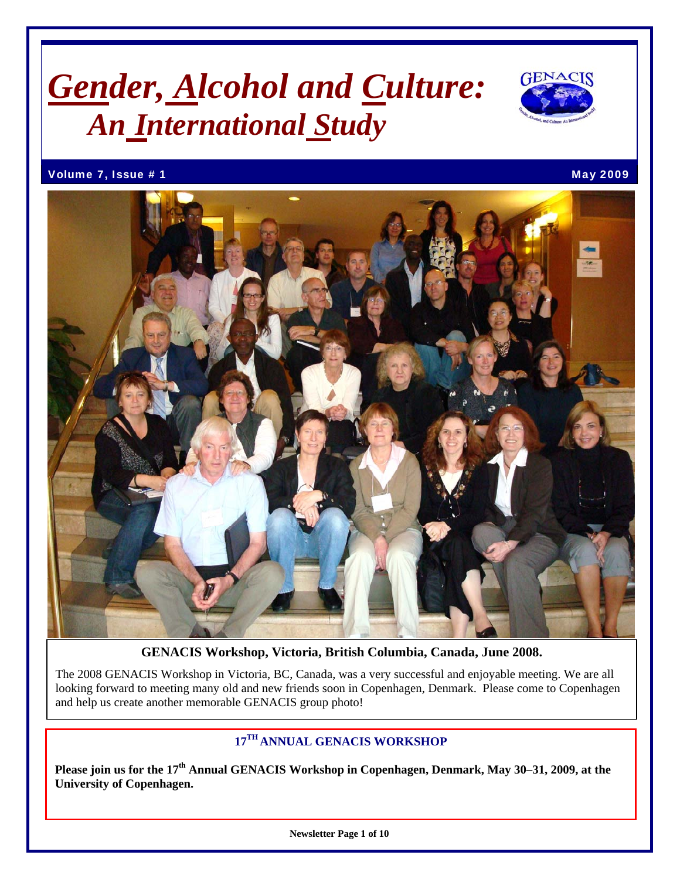# *Gender, Alcohol and Culture: An International Study*

**Volume 7, Issue # 1** **May 2009**

**GENACIS Workshop, Victoria, British Columbia, Canada, June 2008.**

The 2008 GENACIS Workshop in Victoria, BC, Canada, was a very successful and enjoyable meeting. We are all looking forward to meeting many old and new friends soon in Copenhagen, Denmark. Please come to Copenhagen and help us create another memorable GENACIS group photo!

## 17TH ANNUAL GENACIS WORKSHOP

**Please join us for the 17th Annual GENACIS Workshop in Copenhagen, Denmark, May 30–31, 2009, at the University of Copenhagen.**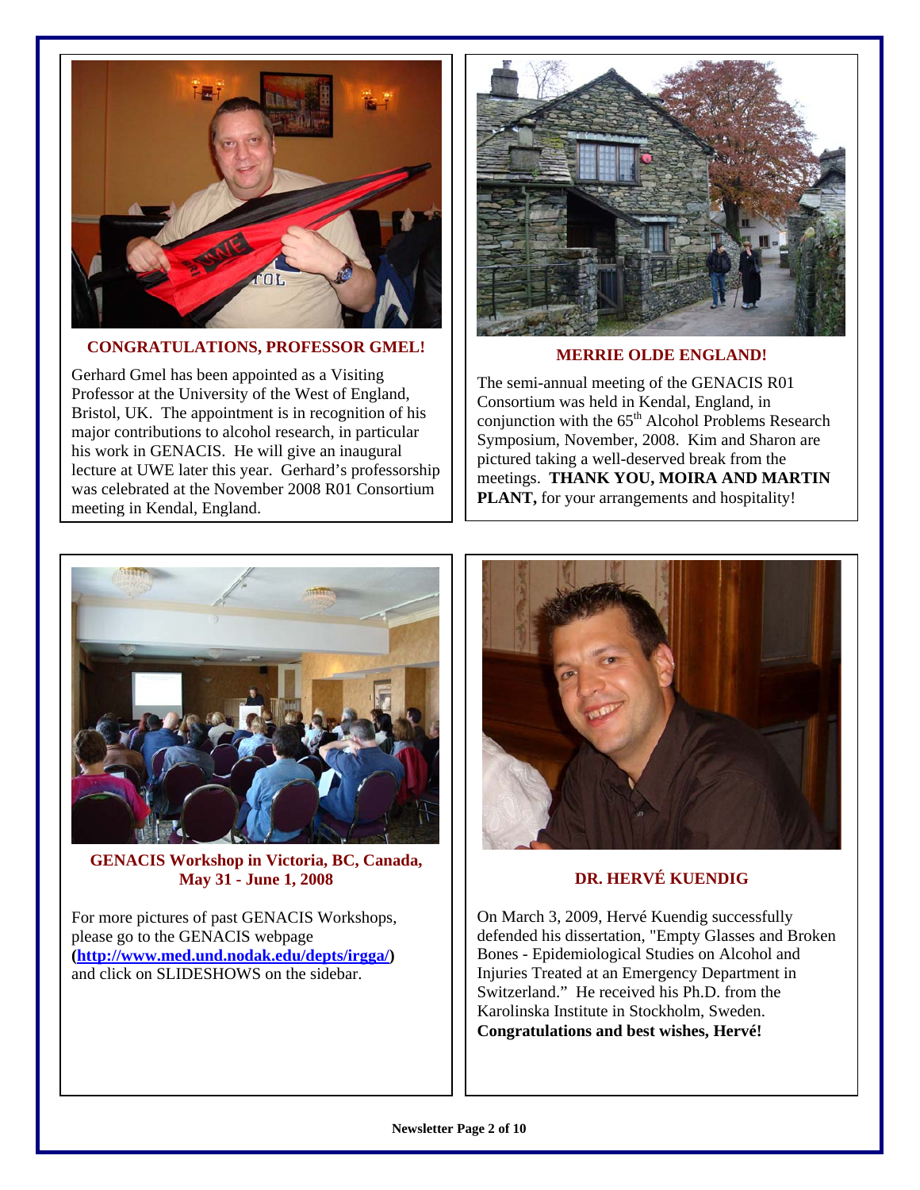## CONGRATULATIONS, PROFESSOR GMEL!

Gerhard Gmel has been appointed as a Visiting Professor at the University of the West of England, Bristol, UK. The appointment is in recognition of his major contributions to alcohol research, in particular his work in GENACIS. He will give an inaugural lecture at UWE later this year. Gerhard's professorship was celebrated at the November 2008 R01 Consortium meeting in Kendal, England.

## MERRIE OLDE ENGLAND!

The semi-annual meeting of the GENACIS R01 Consortium was held in Kendal, England, in conjunction with the 65th Alcohol Problems Research Symposium, November, 2008. Kim and Sharon are pictured taking a well-deserved break from the meetings. **THANK YOU, MOIRA AND MARTIN PLANT,** for your arrangements and hospitality!

## GENACIS Workshop in Victoria, BC, Canada, May 31 - June 1, 2008

For more pictures of past GENACIS Workshops, please go to the GENACIS webpage **(http://www.med.und.nodak.edu/depts/irgga/)** and click on SLIDESHOWS on the sidebar.

## DR. HERVÉ KUENDIG

On March 3, 2009, Hervé Kuendig successfully defended his dissertation, "Empty Glasses and Broken Bones - Epidemiological Studies on Alcohol and Injuries Treated at an Emergency Department in Switzerland." He received his Ph.D. from the Karolinska Institute in Stockholm, Sweden. **Congratulations and best wishes, Hervé!**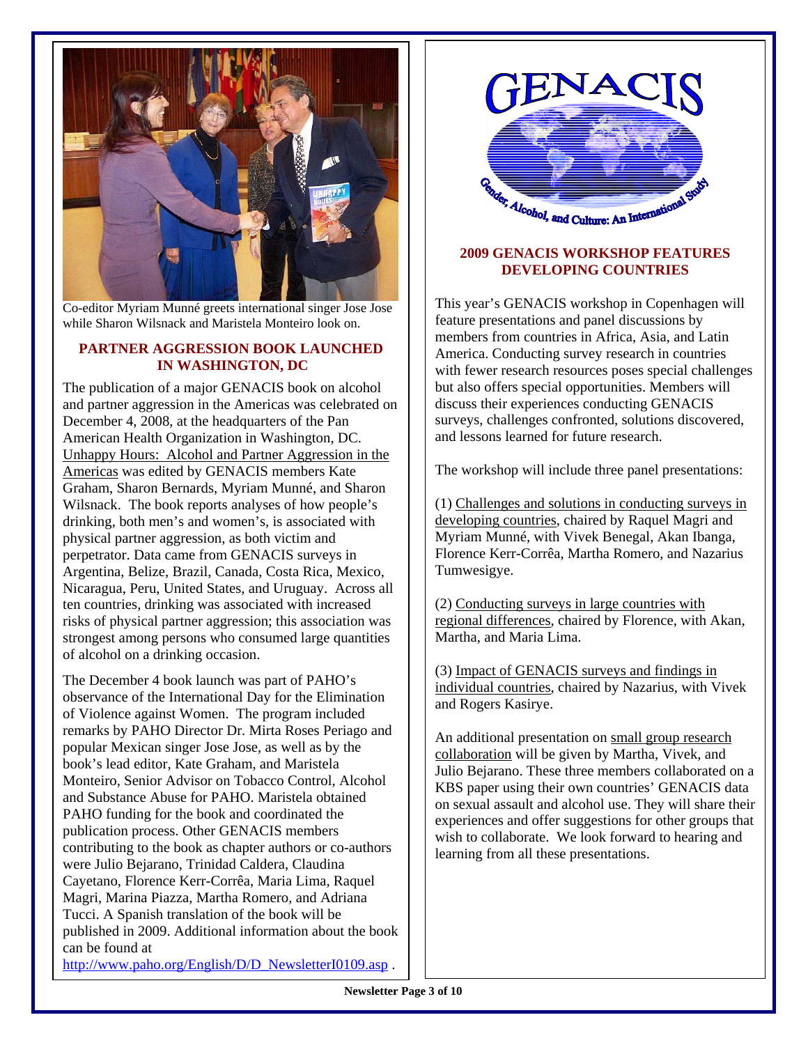Co-editor Myriam Munné greets international singer Jose Jose while Sharon Wilsnack and Maristela Monteiro look on.

## PARTNER AGGRESSION BOOK LAUNCHED IN WASHINGTON, DC

The publication of a major GENACIS book on alcohol and partner aggression in the Americas was celebrated on December 4, 2008, at the headquarters of the Pan American Health Organization in Washington, DC. Unhappy Hours: Alcohol and Partner Aggression in the Americas was edited by GENACIS members Kate Graham, Sharon Bernards, Myriam Munné, and Sharon Wilsnack. The book reports analyses of how people's drinking, both men's and women's, is associated with physical partner aggression, as both victim and perpetrator. Data came from GENACIS surveys in Argentina, Belize, Brazil, Canada, Costa Rica, Mexico, Nicaragua, Peru, United States, and Uruguay. Across all ten countries, drinking was associated with increased risks of physical partner aggression; this association was strongest among persons who consumed large quantities of alcohol on a drinking occasion.

The December 4 book launch was part of PAHO's observance of the International Day for the Elimination of Violence against Women. The program included remarks by PAHO Director Dr. Mirta Roses Periago and popular Mexican singer Jose Jose, as well as by the book's lead editor, Kate Graham, and Maristela Monteiro, Senior Advisor on Tobacco Control, Alcohol and Substance Abuse for PAHO. Maristela obtained PAHO funding for the book and coordinated the publication process. Other GENACIS members contributing to the book as chapter authors or co-authors were Julio Bejarano, Trinidad Caldera, Claudina Cayetano, Florence Kerr-Corrêa, Maria Lima, Raquel Magri, Marina Piazza, Martha Romero, and Adriana Tucci. A Spanish translation of the book will be published in 2009. Additional information about the book can be found at http://www.paho.org/English/D/D_NewsletterI0109.asp .

GENACIS

Gender, Alcohol, and Culture: An International Study

## 2009 GENACIS WORKSHOP FEATURES DEVELOPING COUNTRIES

This year's GENACIS workshop in Copenhagen will feature presentations and panel discussions by members from countries in Africa, Asia, and Latin America. Conducting survey research in countries with fewer research resources poses special challenges but also offers special opportunities. Members will discuss their experiences conducting GENACIS surveys, challenges confronted, solutions discovered, and lessons learned for future research.

The workshop will include three panel presentations:

(1) Challenges and solutions in conducting surveys in developing countries, chaired by Raquel Magri and Myriam Munné, with Vivek Benegal, Akan Ibanga, Florence Kerr-Corrêa, Martha Romero, and Nazarius Tumwesigye.

(2) Conducting surveys in large countries with regional differences, chaired by Florence, with Akan, Martha, and Maria Lima.

(3) Impact of GENACIS surveys and findings in individual countries, chaired by Nazarius, with Vivek and Rogers Kasirye.

An additional presentation on small group research collaboration will be given by Martha, Vivek, and Julio Bejarano. These three members collaborated on a KBS paper using their own countries' GENACIS data on sexual assault and alcohol use. They will share their experiences and offer suggestions for other groups that wish to collaborate. We look forward to hearing and learning from all these presentations.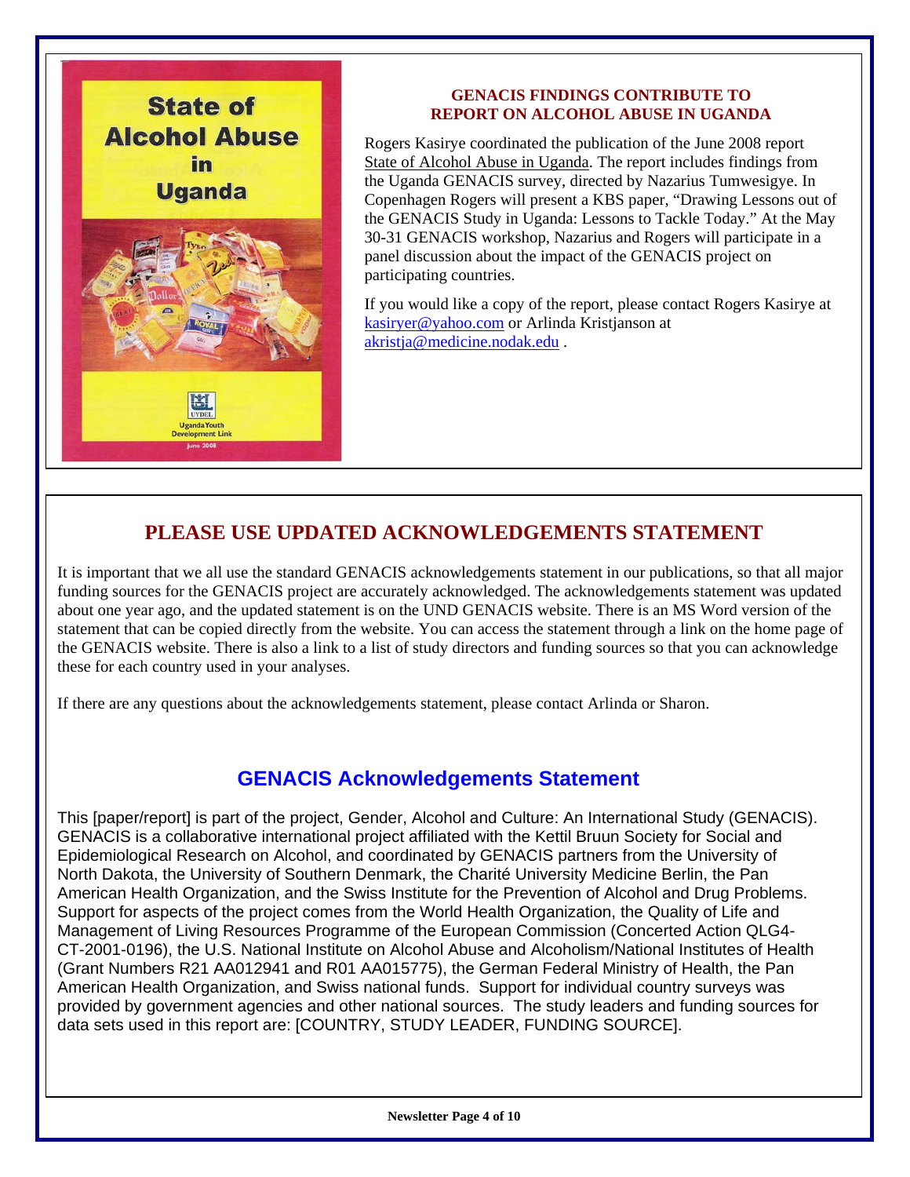## GENACIS FINDINGS CONTRIBUTE TO REPORT ON ALCOHOL ABUSE IN UGANDA

Rogers Kasirye coordinated the publication of the June 2008 report State of Alcohol Abuse in Uganda. The report includes findings from the Uganda GENACIS survey, directed by Nazarius Tumwesigye. In Copenhagen Rogers will present a KBS paper, “Drawing Lessons out of the GENACIS Study in Uganda: Lessons to Tackle Today.” At the May 30-31 GENACIS workshop, Nazarius and Rogers will participate in a panel discussion about the impact of the GENACIS project on participating countries.

If you would like a copy of the report, please contact Rogers Kasirye at kasiryer@yahoo.com or Arlinda Kristjanson at akristja@medicine.nodak.edu .

## PLEASE USE UPDATED ACKNOWLEDGEMENTS STATEMENT

It is important that we all use the standard GENACIS acknowledgements statement in our publications, so that all major funding sources for the GENACIS project are accurately acknowledged. The acknowledgements statement was updated about one year ago, and the updated statement is on the UND GENACIS website. There is an MS Word version of the statement that can be copied directly from the website. You can access the statement through a link on the home page of the GENACIS website. There is also a link to a list of study directors and funding sources so that you can acknowledge these for each country used in your analyses.

If there are any questions about the acknowledgements statement, please contact Arlinda or Sharon.

## GENACIS Acknowledgements Statement

This [paper/report] is part of the project, Gender, Alcohol and Culture: An International Study (GENACIS). GENACIS is a collaborative international project affiliated with the Kettil Bruun Society for Social and Epidemiological Research on Alcohol, and coordinated by GENACIS partners from the University of North Dakota, the University of Southern Denmark, the Charité University Medicine Berlin, the Pan American Health Organization, and the Swiss Institute for the Prevention of Alcohol and Drug Problems. Support for aspects of the project comes from the World Health Organization, the Quality of Life and Management of Living Resources Programme of the European Commission (Concerted Action QLG4-CT-2001-0196), the U.S. National Institute on Alcohol Abuse and Alcoholism/National Institutes of Health (Grant Numbers R21 AA012941 and R01 AA015775), the German Federal Ministry of Health, the Pan American Health Organization, and Swiss national funds. Support for individual country surveys was provided by government agencies and other national sources. The study leaders and funding sources for data sets used in this report are: [COUNTRY, STUDY LEADER, FUNDING SOURCE].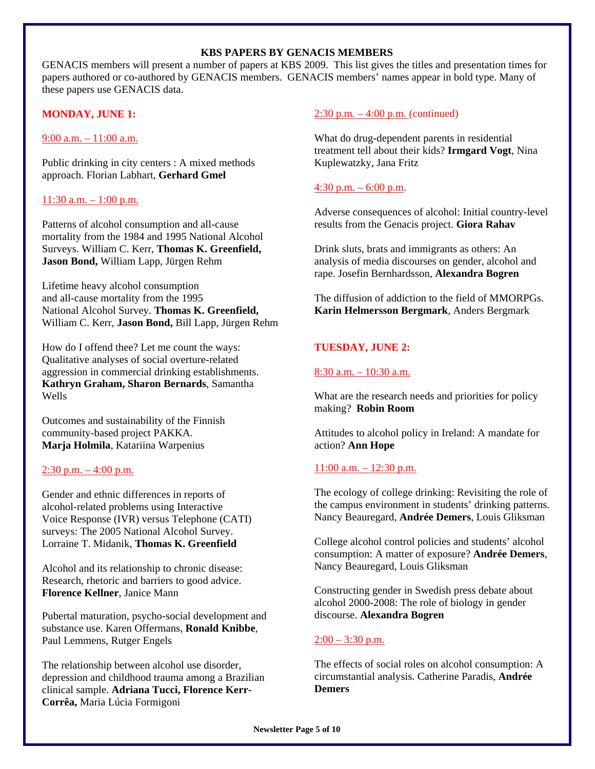## KBS PAPERS BY GENACIS MEMBERS

GENACIS members will present a number of papers at KBS 2009. This list gives the titles and presentation times for papers authored or co-authored by GENACIS members. GENACIS members' names appear in bold type. Many of these papers use GENACIS data.

### MONDAY, JUNE 1:

9:00 a.m. – 11:00 a.m.

Public drinking in city centers : A mixed methods approach. Florian Labhart, **Gerhard Gmel**

11:30 a.m. – 1:00 p.m.

Patterns of alcohol consumption and all-cause mortality from the 1984 and 1995 National Alcohol Surveys. William C. Kerr, **Thomas K. Greenfield, Jason Bond,** William Lapp, Jürgen Rehm

Lifetime heavy alcohol consumption and all-cause mortality from the 1995 National Alcohol Survey. **Thomas K. Greenfield,** William C. Kerr, **Jason Bond,** Bill Lapp, Jürgen Rehm

How do I offend thee? Let me count the ways: Qualitative analyses of social overture-related aggression in commercial drinking establishments. **Kathryn Graham, Sharon Bernards**, Samantha Wells

Outcomes and sustainability of the Finnish community-based project PAKKA. **Marja Holmila**, Katariina Warpenius

2:30 p.m. – 4:00 p.m.

Gender and ethnic differences in reports of alcohol-related problems using Interactive Voice Response (IVR) versus Telephone (CATI) surveys: The 2005 National Alcohol Survey. Lorraine T. Midanik, **Thomas K. Greenfield**

Alcohol and its relationship to chronic disease: Research, rhetoric and barriers to good advice. **Florence Kellner**, Janice Mann

Pubertal maturation, psycho-social development and substance use. Karen Offermans, **Ronald Knibbe**, Paul Lemmens, Rutger Engels

The relationship between alcohol use disorder, depression and childhood trauma among a Brazilian clinical sample. **Adriana Tucci, Florence Kerr-Corrêa,** Maria Lúcia Formigoni

2:30 p.m. – 4:00 p.m. (continued)

What do drug-dependent parents in residential treatment tell about their kids? **Irmgard Vogt**, Nina Kuplewatzky, Jana Fritz

4:30 p.m. – 6:00 p.m.

Adverse consequences of alcohol: Initial country-level results from the Genacis project. **Giora Rahav**

Drink sluts, brats and immigrants as others: An analysis of media discourses on gender, alcohol and rape. Josefin Bernhardsson, **Alexandra Bogren**

The diffusion of addiction to the field of MMORPGs. **Karin Helmersson Bergmark**, Anders Bergmark

### TUESDAY, JUNE 2:

8:30 a.m. – 10:30 a.m.

What are the research needs and priorities for policy making? **Robin Room**

Attitudes to alcohol policy in Ireland: A mandate for action? **Ann Hope**

11:00 a.m. – 12:30 p.m.

The ecology of college drinking: Revisiting the role of the campus environment in students' drinking patterns. Nancy Beauregard, **Andrée Demers**, Louis Gliksman

College alcohol control policies and students' alcohol consumption: A matter of exposure? **Andrée Demers**, Nancy Beauregard, Louis Gliksman

Constructing gender in Swedish press debate about alcohol 2000-2008: The role of biology in gender discourse. **Alexandra Bogren**

2:00 – 3:30 p.m.

The effects of social roles on alcohol consumption: A circumstantial analysis. Catherine Paradis, **Andrée Demers**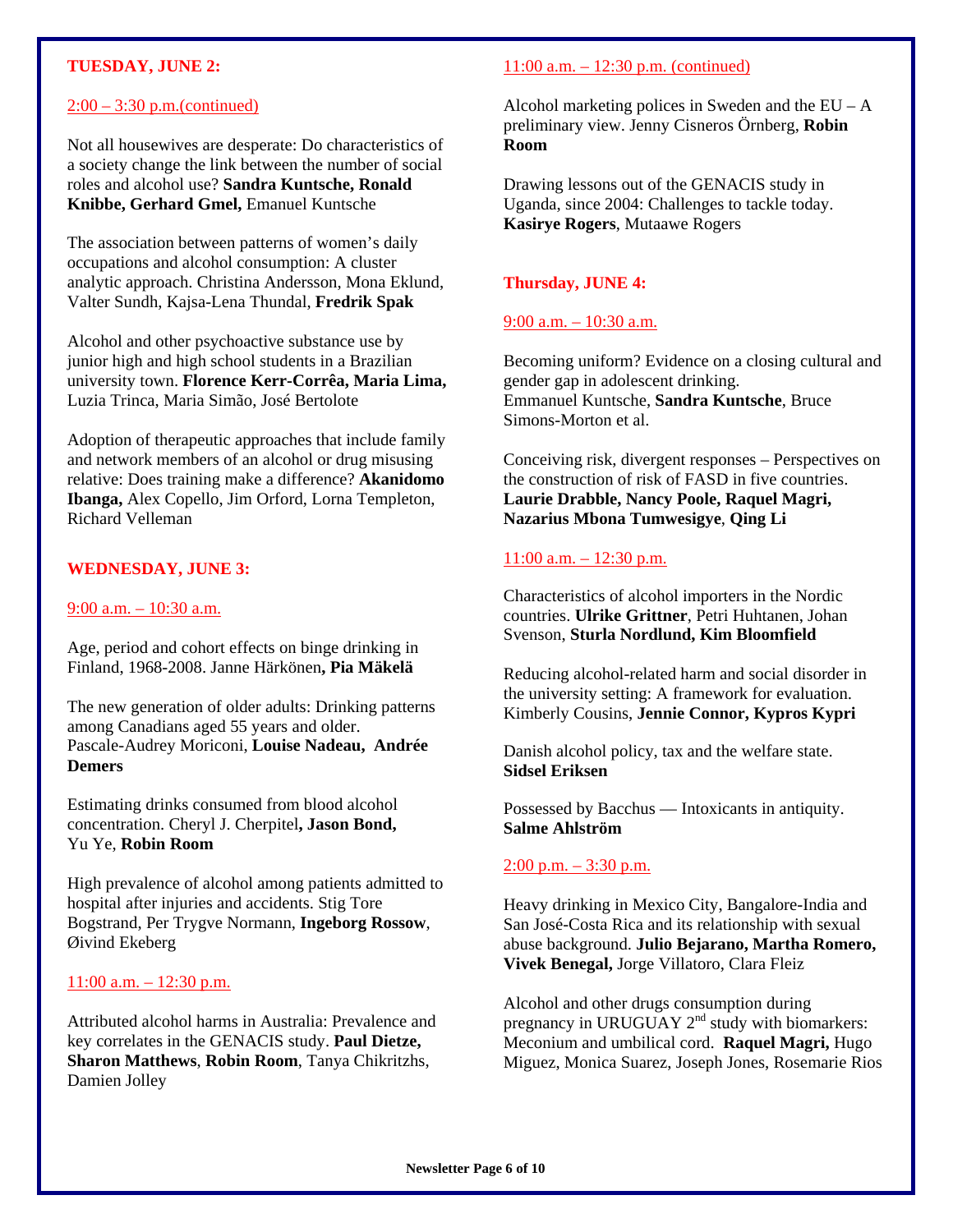### TUESDAY, JUNE 2:

2:00 – 3:30 p.m.(continued)

Not all housewives are desperate: Do characteristics of a society change the link between the number of social roles and alcohol use? **Sandra Kuntsche, Ronald Knibbe, Gerhard Gmel,** Emanuel Kuntsche

The association between patterns of women's daily occupations and alcohol consumption: A cluster analytic approach. Christina Andersson, Mona Eklund, Valter Sundh, Kajsa-Lena Thundal, **Fredrik Spak**

Alcohol and other psychoactive substance use by junior high and high school students in a Brazilian university town. **Florence Kerr-Corrêa, Maria Lima,** Luzia Trinca, Maria Simão, José Bertolote

Adoption of therapeutic approaches that include family and network members of an alcohol or drug misusing relative: Does training make a difference? **Akanidomo Ibanga,** Alex Copello, Jim Orford, Lorna Templeton, Richard Velleman

### WEDNESDAY, JUNE 3:

9:00 a.m. – 10:30 a.m.

Age, period and cohort effects on binge drinking in Finland, 1968-2008. Janne Härkönen**, Pia Mäkelä**

The new generation of older adults: Drinking patterns among Canadians aged 55 years and older. Pascale-Audrey Moriconi, **Louise Nadeau, Andrée Demers**

Estimating drinks consumed from blood alcohol concentration. Cheryl J. Cherpitel**, Jason Bond,** Yu Ye, **Robin Room**

High prevalence of alcohol among patients admitted to hospital after injuries and accidents. Stig Tore Bogstrand, Per Trygve Normann, **Ingeborg Rossow**, Øivind Ekeberg

11:00 a.m. – 12:30 p.m.

Attributed alcohol harms in Australia: Prevalence and key correlates in the GENACIS study. **Paul Dietze, Sharon Matthews**, **Robin Room**, Tanya Chikritzhs, Damien Jolley

11:00 a.m. – 12:30 p.m. (continued)

Alcohol marketing polices in Sweden and the EU – A preliminary view. Jenny Cisneros Örnberg, **Robin Room**

Drawing lessons out of the GENACIS study in Uganda, since 2004: Challenges to tackle today. **Kasirye Rogers**, Mutaawe Rogers

### Thursday, JUNE 4:

9:00 a.m. – 10:30 a.m.

Becoming uniform? Evidence on a closing cultural and gender gap in adolescent drinking. Emmanuel Kuntsche, **Sandra Kuntsche**, Bruce Simons-Morton et al.

Conceiving risk, divergent responses – Perspectives on the construction of risk of FASD in five countries. **Laurie Drabble, Nancy Poole, Raquel Magri, Nazarius Mbona Tumwesigye**, **Qing Li**

11:00 a.m. – 12:30 p.m.

Characteristics of alcohol importers in the Nordic countries. **Ulrike Grittner**, Petri Huhtanen, Johan Svenson, **Sturla Nordlund, Kim Bloomfield**

Reducing alcohol-related harm and social disorder in the university setting: A framework for evaluation. Kimberly Cousins, **Jennie Connor, Kypros Kypri**

Danish alcohol policy, tax and the welfare state. **Sidsel Eriksen**

Possessed by Bacchus — Intoxicants in antiquity. **Salme Ahlström**

2:00 p.m. – 3:30 p.m.

Heavy drinking in Mexico City, Bangalore-India and San José-Costa Rica and its relationship with sexual abuse background. **Julio Bejarano, Martha Romero, Vivek Benegal,** Jorge Villatoro, Clara Fleiz

Alcohol and other drugs consumption during pregnancy in URUGUAY 2nd study with biomarkers: Meconium and umbilical cord. **Raquel Magri,** Hugo Miguez, Monica Suarez, Joseph Jones, Rosemarie Rios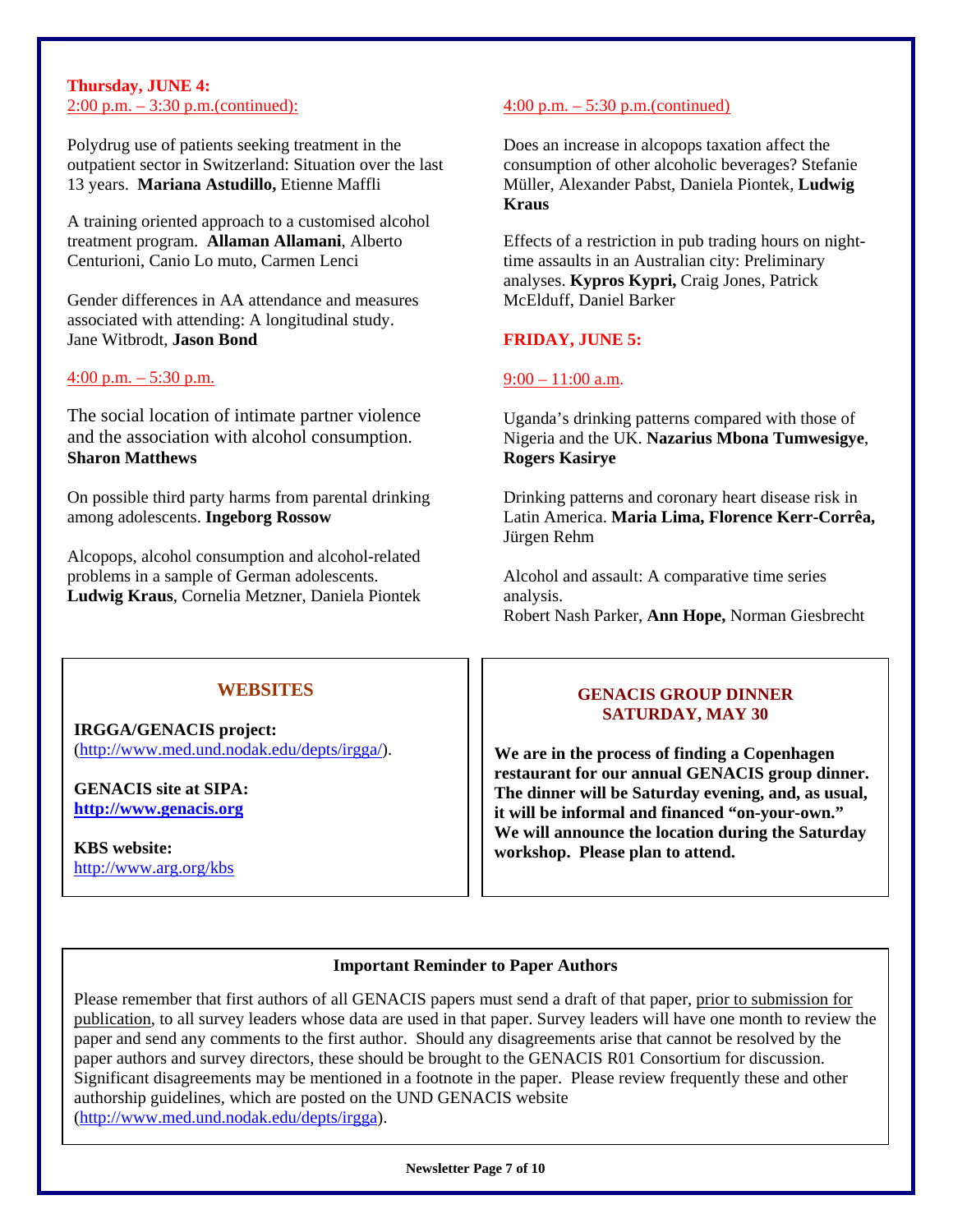**Thursday, JUNE 4:**
2:00 p.m. – 3:30 p.m.(continued):

Polydrug use of patients seeking treatment in the outpatient sector in Switzerland: Situation over the last 13 years. **Mariana Astudillo,** Etienne Maffli

A training oriented approach to a customised alcohol treatment program. **Allaman Allamani**, Alberto Centurioni, Canio Lo muto, Carmen Lenci

Gender differences in AA attendance and measures associated with attending: A longitudinal study. Jane Witbrodt, **Jason Bond**

4:00 p.m. – 5:30 p.m.

The social location of intimate partner violence and the association with alcohol consumption. **Sharon Matthews**

On possible third party harms from parental drinking among adolescents. **Ingeborg Rossow**

Alcopops, alcohol consumption and alcohol-related problems in a sample of German adolescents. **Ludwig Kraus**, Cornelia Metzner, Daniela Piontek

4:00 p.m. – 5:30 p.m.(continued)

Does an increase in alcopops taxation affect the consumption of other alcoholic beverages? Stefanie Müller, Alexander Pabst, Daniela Piontek, **Ludwig Kraus**

Effects of a restriction in pub trading hours on night-time assaults in an Australian city: Preliminary analyses. **Kypros Kypri,** Craig Jones, Patrick McElduff, Daniel Barker

**FRIDAY, JUNE 5:**

9:00 – 11:00 a.m.

Uganda's drinking patterns compared with those of Nigeria and the UK. **Nazarius Mbona Tumwesigye**, **Rogers Kasirye**

Drinking patterns and coronary heart disease risk in Latin America. **Maria Lima, Florence Kerr-Corrêa,** Jürgen Rehm

Alcohol and assault: A comparative time series analysis.
Robert Nash Parker, **Ann Hope,** Norman Giesbrecht

## WEBSITES

**IRGGA/GENACIS project:**
(http://www.med.und.nodak.edu/depts/irgga/).

**GENACIS site at SIPA:**
**http://www.genacis.org**

**KBS website:**
http://www.arg.org/kbs

## GENACIS GROUP DINNER SATURDAY, MAY 30

**We are in the process of finding a Copenhagen restaurant for our annual GENACIS group dinner. The dinner will be Saturday evening, and, as usual, it will be informal and financed "on-your-own." We will announce the location during the Saturday workshop. Please plan to attend.**

**Important Reminder to Paper Authors**

Please remember that first authors of all GENACIS papers must send a draft of that paper, prior to submission for publication, to all survey leaders whose data are used in that paper. Survey leaders will have one month to review the paper and send any comments to the first author. Should any disagreements arise that cannot be resolved by the paper authors and survey directors, these should be brought to the GENACIS R01 Consortium for discussion. Significant disagreements may be mentioned in a footnote in the paper. Please review frequently these and other authorship guidelines, which are posted on the UND GENACIS website (http://www.med.und.nodak.edu/depts/irgga).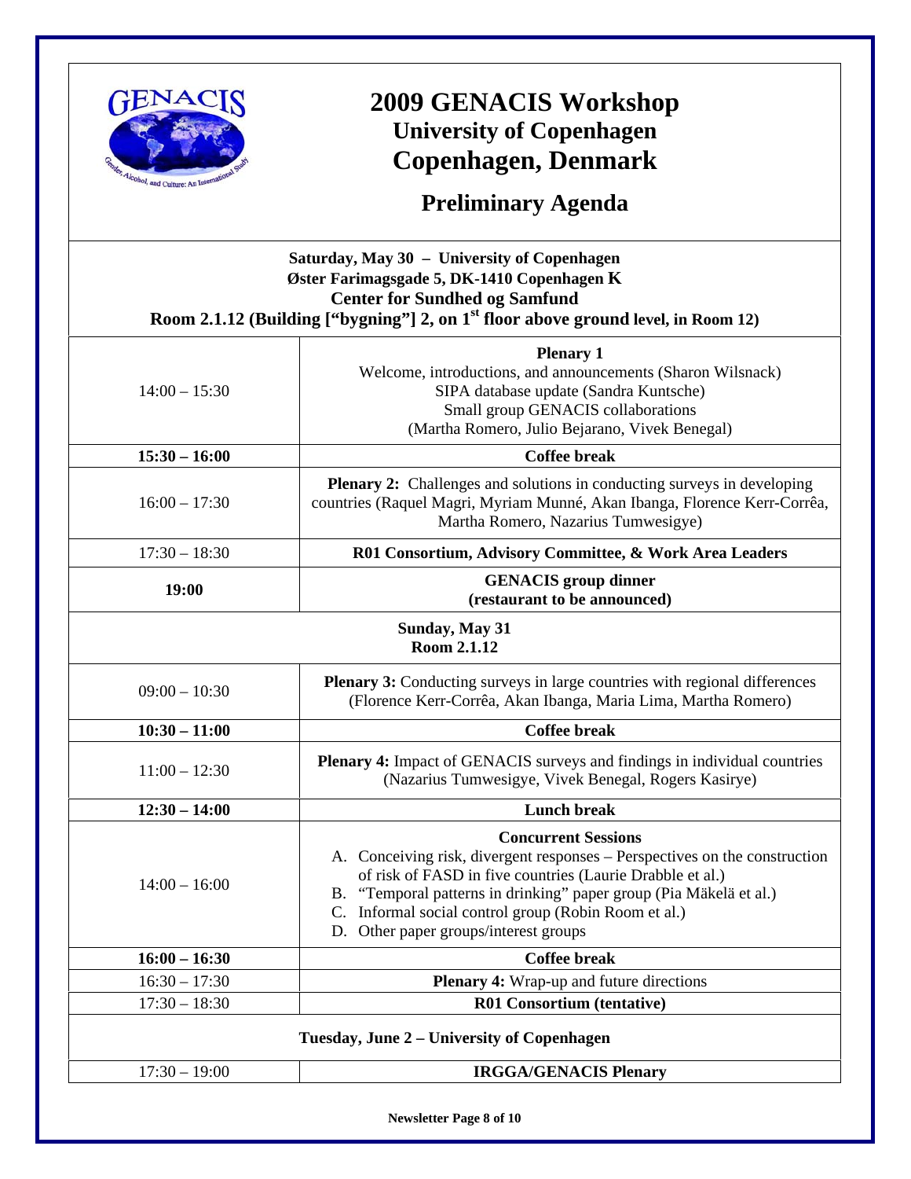# 2009 GENACIS Workshop

## University of Copenhagen
## Copenhagen, Denmark

## Preliminary Agenda

**Saturday, May 30 – University of Copenhagen**
**Øster Farimagsgade 5, DK-1410 Copenhagen K**
**Center for Sundhed og Samfund**
**Room 2.1.12 (Building ["bygning"] 2, on 1st floor above ground level, in Room 12)**

| Time | Session |
|---|---|
| 14:00 – 15:30 | **Plenary 1** Welcome, introductions, and announcements (Sharon Wilsnack) SIPA database update (Sandra Kuntsche) Small group GENACIS collaborations (Martha Romero, Julio Bejarano, Vivek Benegal) |
| **15:30 – 16:00** | **Coffee break** |
| 16:00 – 17:30 | **Plenary 2:** Challenges and solutions in conducting surveys in developing countries (Raquel Magri, Myriam Munné, Akan Ibanga, Florence Kerr-Corrêa, Martha Romero, Nazarius Tumwesigye) |
| 17:30 – 18:30 | **R01 Consortium, Advisory Committee, & Work Area Leaders** |
| **19:00** | **GENACIS group dinner (restaurant to be announced)** |

**Sunday, May 31**
**Room 2.1.12**

| Time | Session |
|---|---|
| 09:00 – 10:30 | **Plenary 3:** Conducting surveys in large countries with regional differences (Florence Kerr-Corrêa, Akan Ibanga, Maria Lima, Martha Romero) |
| **10:30 – 11:00** | **Coffee break** |
| 11:00 – 12:30 | **Plenary 4:** Impact of GENACIS surveys and findings in individual countries (Nazarius Tumwesigye, Vivek Benegal, Rogers Kasirye) |
| **12:30 – 14:00** | **Lunch break** |
| 14:00 – 16:00 | **Concurrent Sessions** A. Conceiving risk, divergent responses – Perspectives on the construction of risk of FASD in five countries (Laurie Drabble et al.) B. "Temporal patterns in drinking" paper group (Pia Mäkelä et al.) C. Informal social control group (Robin Room et al.) D. Other paper groups/interest groups |
| **16:00 – 16:30** | **Coffee break** |
| 16:30 – 17:30 | **Plenary 4:** Wrap-up and future directions |
| 17:30 – 18:30 | **R01 Consortium (tentative)** |

**Tuesday, June 2 – University of Copenhagen**

| Time | Session |
|---|---|
| 17:30 – 19:00 | **IRGGA/GENACIS Plenary** |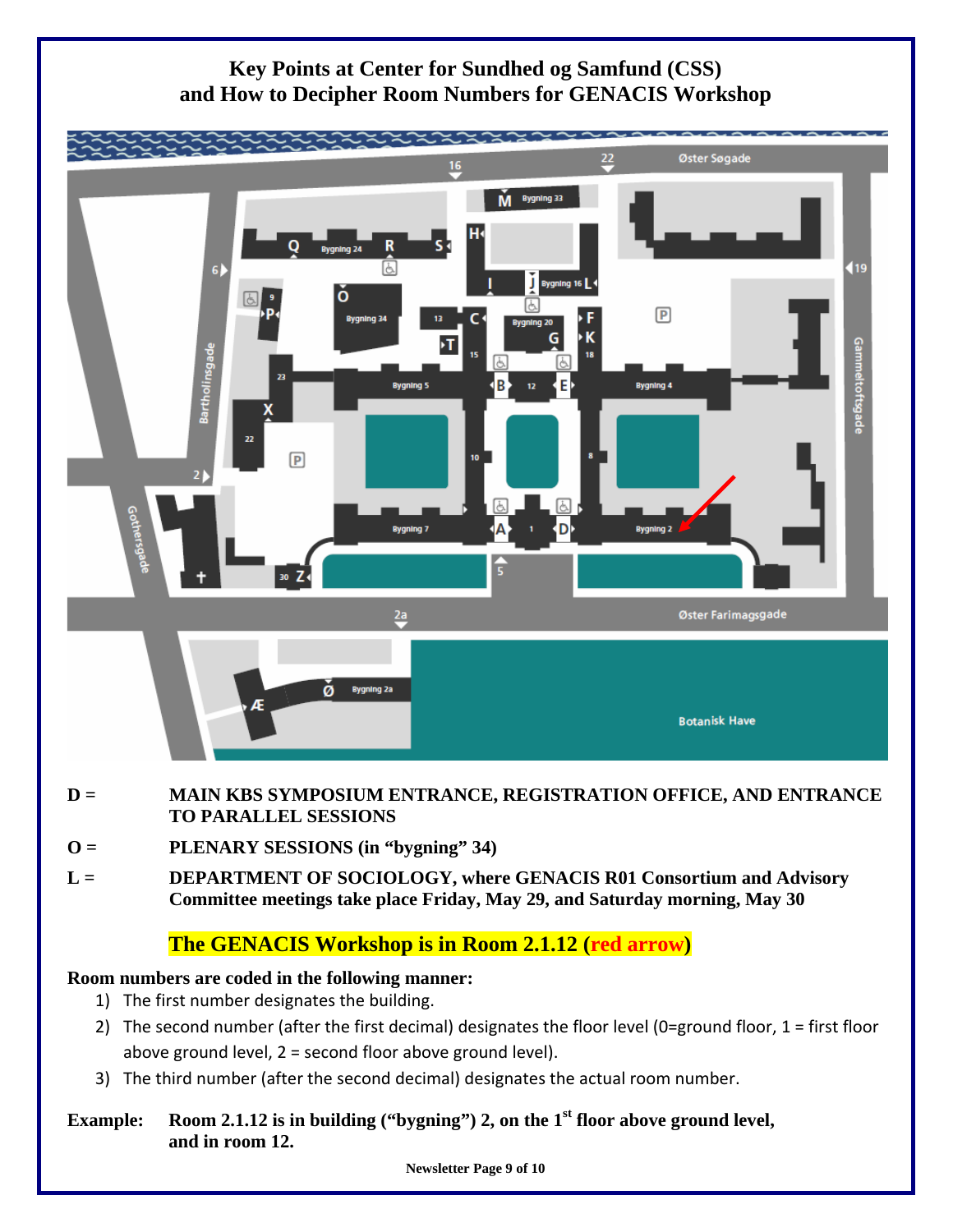# Key Points at Center for Sundhed og Samfund (CSS) and How to Decipher Room Numbers for GENACIS Workshop

**D =** **MAIN KBS SYMPOSIUM ENTRANCE, REGISTRATION OFFICE, AND ENTRANCE TO PARALLEL SESSIONS**

**O =** **PLENARY SESSIONS (in "bygning" 34)**

**L =** **DEPARTMENT OF SOCIOLOGY, where GENACIS R01 Consortium and Advisory Committee meetings take place Friday, May 29, and Saturday morning, May 30**

**The GENACIS Workshop is in Room 2.1.12 (red arrow)**

**Room numbers are coded in the following manner:**

1) The first number designates the building.
2) The second number (after the first decimal) designates the floor level (0=ground floor, 1 = first floor above ground level, 2 = second floor above ground level).
3) The third number (after the second decimal) designates the actual room number.

**Example:** **Room 2.1.12 is in building ("bygning") 2, on the 1st floor above ground level, and in room 12.**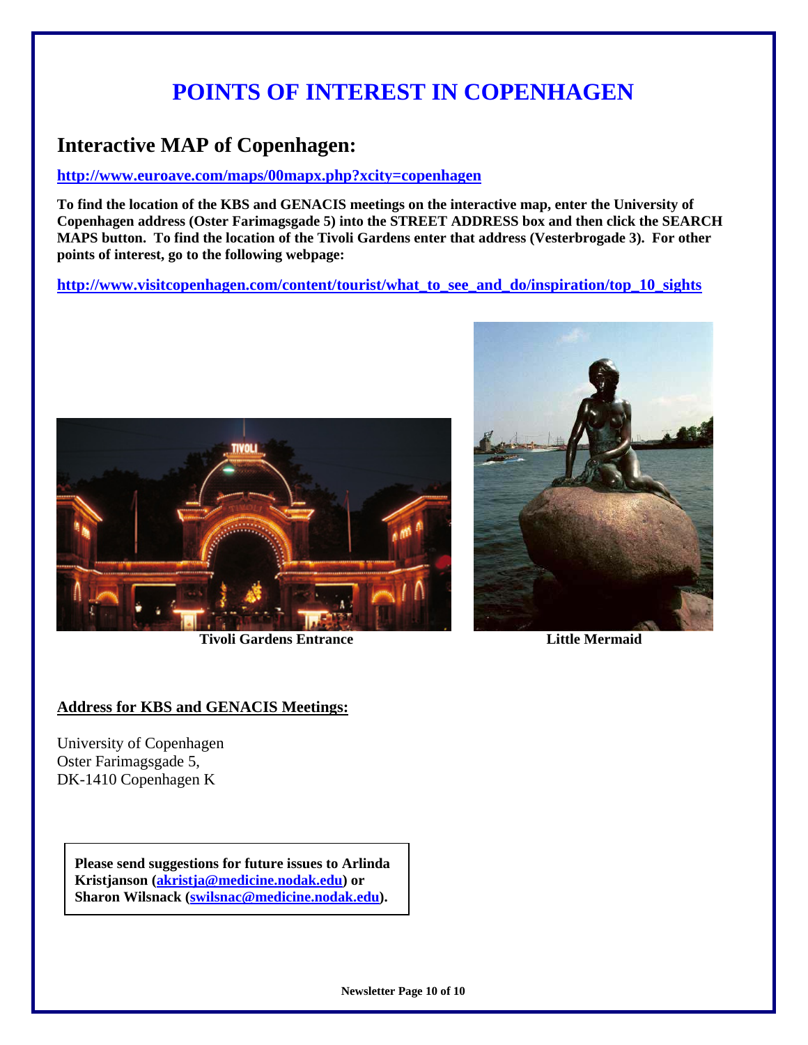# POINTS OF INTEREST IN COPENHAGEN

## Interactive MAP of Copenhagen:

**http://www.euroave.com/maps/00mapx.php?xcity=copenhagen**

**To find the location of the KBS and GENACIS meetings on the interactive map, enter the University of Copenhagen address (Oster Farimagsgade 5) into the STREET ADDRESS box and then click the SEARCH MAPS button. To find the location of the Tivoli Gardens enter that address (Vesterbrogade 3). For other points of interest, go to the following webpage:**

**http://www.visitcopenhagen.com/content/tourist/what_to_see_and_do/inspiration/top_10_sights**

**Tivoli Gardens Entrance**

**Little Mermaid**

**Address for KBS and GENACIS Meetings:**

University of Copenhagen
Oster Farimagsgade 5,
DK-1410 Copenhagen K

**Please send suggestions for future issues to Arlinda Kristjanson (akristja@medicine.nodak.edu) or Sharon Wilsnack (swilsnac@medicine.nodak.edu).**